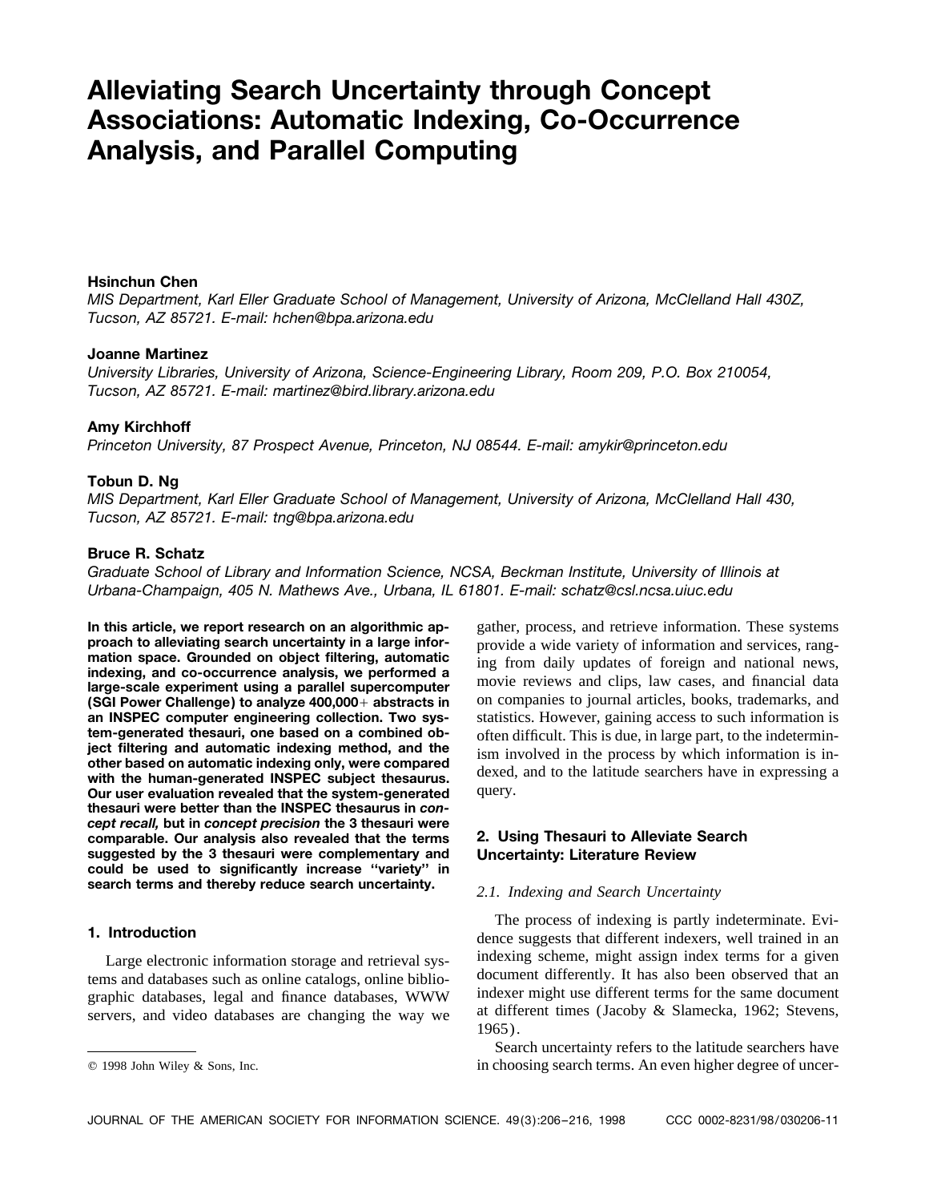# Alleviating Search Uncertainty through Concept Associations: Automatic Indexing, Co-Occurrence Analysis, and Parallel Computing

**Hsinchun Chen**
*MIS Department, Karl Eller Graduate School of Management, University of Arizona, McClelland Hall 430Z, Tucson, AZ 85721. E-mail: hchen@bpa.arizona.edu*

**Joanne Martinez**
*University Libraries, University of Arizona, Science-Engineering Library, Room 209, P.O. Box 210054, Tucson, AZ 85721. E-mail: martinez@bird.library.arizona.edu*

**Amy Kirchhoff**
*Princeton University, 87 Prospect Avenue, Princeton, NJ 08544. E-mail: amykir@princeton.edu*

**Tobun D. Ng**
*MIS Department, Karl Eller Graduate School of Management, University of Arizona, McClelland Hall 430, Tucson, AZ 85721. E-mail: tng@bpa.arizona.edu*

**Bruce R. Schatz**
*Graduate School of Library and Information Science, NCSA, Beckman Institute, University of Illinois at Urbana-Champaign, 405 N. Mathews Ave., Urbana, IL 61801. E-mail: schatz@csl.ncsa.uiuc.edu*

**In this article, we report research on an algorithmic approach to alleviating search uncertainty in a large information space. Grounded on object filtering, automatic indexing, and co-occurrence analysis, we performed a large-scale experiment using a parallel supercomputer (SGI Power Challenge) to analyze 400,000+ abstracts in an INSPEC computer engineering collection. Two system-generated thesauri, one based on a combined object filtering and automatic indexing method, and the other based on automatic indexing only, were compared with the human-generated INSPEC subject thesaurus. Our user evaluation revealed that the system-generated thesauri were better than the INSPEC thesaurus in *concept recall,* but in *concept precision* the 3 thesauri were comparable. Our analysis also revealed that the terms suggested by the 3 thesauri were complementary and could be used to significantly increase "variety" in search terms and thereby reduce search uncertainty.**

## 1. Introduction

Large electronic information storage and retrieval systems and databases such as online catalogs, online bibliographic databases, legal and finance databases, WWW servers, and video databases are changing the way we gather, process, and retrieve information. These systems provide a wide variety of information and services, ranging from daily updates of foreign and national news, movie reviews and clips, law cases, and financial data on companies to journal articles, books, trademarks, and statistics. However, gaining access to such information is often difficult. This is due, in large part, to the indeterminism involved in the process by which information is indexed, and to the latitude searchers have in expressing a query.

© 1998 John Wiley & Sons, Inc.

## 2. Using Thesauri to Alleviate Search Uncertainty: Literature Review

### *2.1. Indexing and Search Uncertainty*

The process of indexing is partly indeterminate. Evidence suggests that different indexers, well trained in an indexing scheme, might assign index terms for a given document differently. It has also been observed that an indexer might use different terms for the same document at different times (Jacoby & Slamecka, 1962; Stevens, 1965).

Search uncertainty refers to the latitude searchers have in choosing search terms. An even higher degree of uncer-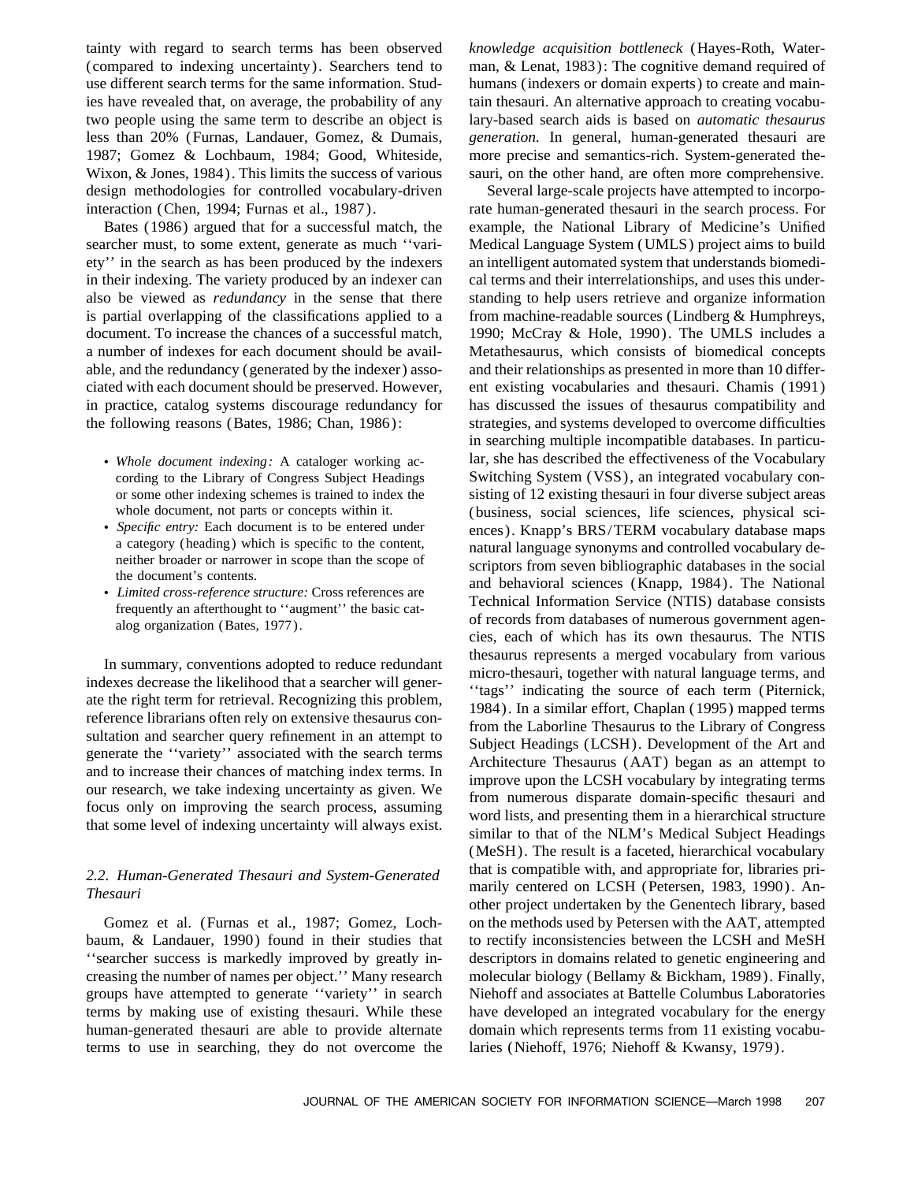tainty with regard to search terms has been observed (compared to indexing uncertainty). Searchers tend to use different search terms for the same information. Studies have revealed that, on average, the probability of any two people using the same term to describe an object is less than 20% (Furnas, Landauer, Gomez, & Dumais, 1987; Gomez & Lochbaum, 1984; Good, Whiteside, Wixon, & Jones, 1984). This limits the success of various design methodologies for controlled vocabulary-driven interaction (Chen, 1994; Furnas et al., 1987).

Bates (1986) argued that for a successful match, the searcher must, to some extent, generate as much ''variety'' in the search as has been produced by the indexers in their indexing. The variety produced by an indexer can also be viewed as *redundancy* in the sense that there is partial overlapping of the classifications applied to a document. To increase the chances of a successful match, a number of indexes for each document should be available, and the redundancy (generated by the indexer) associated with each document should be preserved. However, in practice, catalog systems discourage redundancy for the following reasons (Bates, 1986; Chan, 1986):

- *Whole document indexing:* A cataloger working according to the Library of Congress Subject Headings or some other indexing schemes is trained to index the whole document, not parts or concepts within it.
- *Specific entry:* Each document is to be entered under a category (heading) which is specific to the content, neither broader or narrower in scope than the scope of the document's contents.
- *Limited cross-reference structure:* Cross references are frequently an afterthought to ''augment'' the basic catalog organization (Bates, 1977).

In summary, conventions adopted to reduce redundant indexes decrease the likelihood that a searcher will generate the right term for retrieval. Recognizing this problem, reference librarians often rely on extensive thesaurus consultation and searcher query refinement in an attempt to generate the ''variety'' associated with the search terms and to increase their chances of matching index terms. In our research, we take indexing uncertainty as given. We focus only on improving the search process, assuming that some level of indexing uncertainty will always exist.

### *2.2. Human-Generated Thesauri and System-Generated Thesauri*

Gomez et al. (Furnas et al., 1987; Gomez, Lochbaum, & Landauer, 1990) found in their studies that ''searcher success is markedly improved by greatly increasing the number of names per object.'' Many research groups have attempted to generate ''variety'' in search terms by making use of existing thesauri. While these human-generated thesauri are able to provide alternate terms to use in searching, they do not overcome the *knowledge acquisition bottleneck* (Hayes-Roth, Waterman, & Lenat, 1983): The cognitive demand required of humans (indexers or domain experts) to create and maintain thesauri. An alternative approach to creating vocabulary-based search aids is based on *automatic thesaurus generation.* In general, human-generated thesauri are more precise and semantics-rich. System-generated thesauri, on the other hand, are often more comprehensive.

Several large-scale projects have attempted to incorporate human-generated thesauri in the search process. For example, the National Library of Medicine's Unified Medical Language System (UMLS) project aims to build an intelligent automated system that understands biomedical terms and their interrelationships, and uses this understanding to help users retrieve and organize information from machine-readable sources (Lindberg & Humphreys, 1990; McCray & Hole, 1990). The UMLS includes a Metathesaurus, which consists of biomedical concepts and their relationships as presented in more than 10 different existing vocabularies and thesauri. Chamis (1991) has discussed the issues of thesaurus compatibility and strategies, and systems developed to overcome difficulties in searching multiple incompatible databases. In particular, she has described the effectiveness of the Vocabulary Switching System (VSS), an integrated vocabulary consisting of 12 existing thesauri in four diverse subject areas (business, social sciences, life sciences, physical sciences). Knapp's BRS/TERM vocabulary database maps natural language synonyms and controlled vocabulary descriptors from seven bibliographic databases in the social and behavioral sciences (Knapp, 1984). The National Technical Information Service (NTIS) database consists of records from databases of numerous government agencies, each of which has its own thesaurus. The NTIS thesaurus represents a merged vocabulary from various micro-thesauri, together with natural language terms, and ''tags'' indicating the source of each term (Piternick, 1984). In a similar effort, Chaplan (1995) mapped terms from the Laborline Thesaurus to the Library of Congress Subject Headings (LCSH). Development of the Art and Architecture Thesaurus (AAT) began as an attempt to improve upon the LCSH vocabulary by integrating terms from numerous disparate domain-specific thesauri and word lists, and presenting them in a hierarchical structure similar to that of the NLM's Medical Subject Headings (MeSH). The result is a faceted, hierarchical vocabulary that is compatible with, and appropriate for, libraries primarily centered on LCSH (Petersen, 1983, 1990). Another project undertaken by the Genentech library, based on the methods used by Petersen with the AAT, attempted to rectify inconsistencies between the LCSH and MeSH descriptors in domains related to genetic engineering and molecular biology (Bellamy & Bickham, 1989). Finally, Niehoff and associates at Battelle Columbus Laboratories have developed an integrated vocabulary for the energy domain which represents terms from 11 existing vocabularies (Niehoff, 1976; Niehoff & Kwansy, 1979).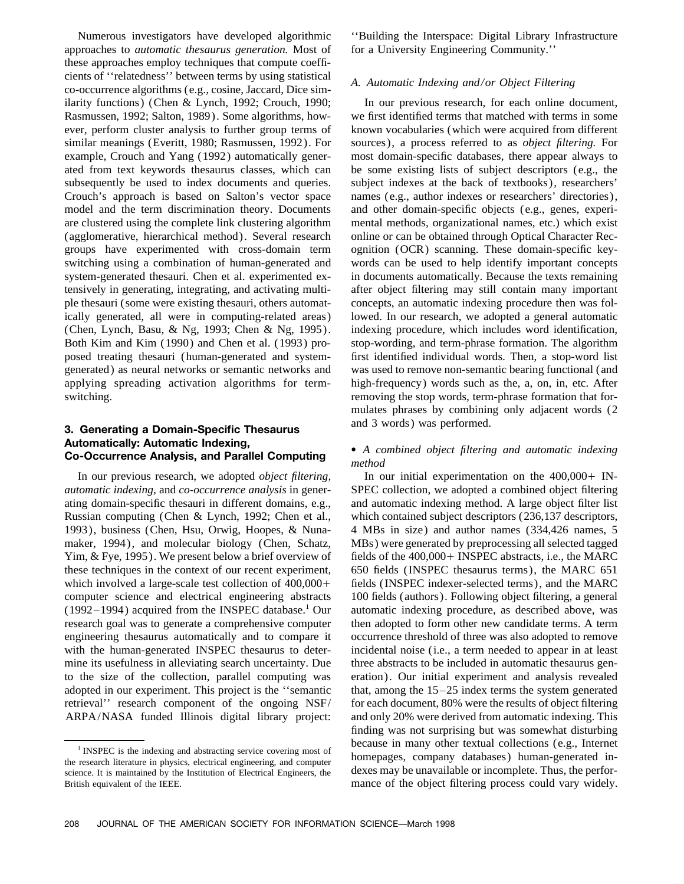Numerous investigators have developed algorithmic approaches to *automatic thesaurus generation.* Most of these approaches employ techniques that compute coefficients of ''relatedness'' between terms by using statistical co-occurrence algorithms (e.g., cosine, Jaccard, Dice similarity functions) (Chen & Lynch, 1992; Crouch, 1990; Rasmussen, 1992; Salton, 1989). Some algorithms, however, perform cluster analysis to further group terms of similar meanings (Everitt, 1980; Rasmussen, 1992). For example, Crouch and Yang (1992) automatically generated from text keywords thesaurus classes, which can subsequently be used to index documents and queries. Crouch's approach is based on Salton's vector space model and the term discrimination theory. Documents are clustered using the complete link clustering algorithm (agglomerative, hierarchical method). Several research groups have experimented with cross-domain term switching using a combination of human-generated and system-generated thesauri. Chen et al. experimented extensively in generating, integrating, and activating multiple thesauri (some were existing thesauri, others automatically generated, all were in computing-related areas) (Chen, Lynch, Basu, & Ng, 1993; Chen & Ng, 1995). Both Kim and Kim (1990) and Chen et al. (1993) proposed treating thesauri (human-generated and system-generated) as neural networks or semantic networks and applying spreading activation algorithms for term-switching.

## 3. Generating a Domain-Specific Thesaurus Automatically: Automatic Indexing, Co-Occurrence Analysis, and Parallel Computing

In our previous research, we adopted *object filtering, automatic indexing,* and *co-occurrence analysis* in generating domain-specific thesauri in different domains, e.g., Russian computing (Chen & Lynch, 1992; Chen et al., 1993), business (Chen, Hsu, Orwig, Hoopes, & Nunamaker, 1994), and molecular biology (Chen, Schatz, Yim, & Fye, 1995). We present below a brief overview of these techniques in the context of our recent experiment, which involved a large-scale test collection of 400,000+ computer science and electrical engineering abstracts (1992–1994) acquired from the INSPEC database.[1] Our research goal was to generate a comprehensive computer engineering thesaurus automatically and to compare it with the human-generated INSPEC thesaurus to determine its usefulness in alleviating search uncertainty. Due to the size of the collection, parallel computing was adopted in our experiment. This project is the ''semantic retrieval'' research component of the ongoing NSF/ARPA/NASA funded Illinois digital library project: ''Building the Interspace: Digital Library Infrastructure for a University Engineering Community.''

[1] INSPEC is the indexing and abstracting service covering most of the research literature in physics, electrical engineering, and computer science. It is maintained by the Institution of Electrical Engineers, the British equivalent of the IEEE.

### A. Automatic Indexing and/or Object Filtering

In our previous research, for each online document, we first identified terms that matched with terms in some known vocabularies (which were acquired from different sources), a process referred to as *object filtering.* For most domain-specific databases, there appear always to be some existing lists of subject descriptors (e.g., the subject indexes at the back of textbooks), researchers' names (e.g., author indexes or researchers' directories), and other domain-specific objects (e.g., genes, experimental methods, organizational names, etc.) which exist online or can be obtained through Optical Character Recognition (OCR) scanning. These domain-specific keywords can be used to help identify important concepts in documents automatically. Because the texts remaining after object filtering may still contain many important concepts, an automatic indexing procedure then was followed. In our research, we adopted a general automatic indexing procedure, which includes word identification, stop-wording, and term-phrase formation. The algorithm first identified individual words. Then, a stop-word list was used to remove non-semantic bearing functional (and high-frequency) words such as the, a, on, in, etc. After removing the stop words, term-phrase formation that formulates phrases by combining only adjacent words (2 and 3 words) was performed.

• *A combined object filtering and automatic indexing method*

In our initial experimentation on the 400,000+ INSPEC collection, we adopted a combined object filtering and automatic indexing method. A large object filter list which contained subject descriptors (236,137 descriptors, 4 MBs in size) and author names (334,426 names, 5 MBs) were generated by preprocessing all selected tagged fields of the 400,000+ INSPEC abstracts, i.e., the MARC 650 fields (INSPEC thesaurus terms), the MARC 651 fields (INSPEC indexer-selected terms), and the MARC 100 fields (authors). Following object filtering, a general automatic indexing procedure, as described above, was then adopted to form other new candidate terms. A term occurrence threshold of three was also adopted to remove incidental noise (i.e., a term needed to appear in at least three abstracts to be included in automatic thesaurus generation). Our initial experiment and analysis revealed that, among the 15–25 index terms the system generated for each document, 80% were the results of object filtering and only 20% were derived from automatic indexing. This finding was not surprising but was somewhat disturbing because in many other textual collections (e.g., Internet homepages, company databases) human-generated indexes may be unavailable or incomplete. Thus, the performance of the object filtering process could vary widely.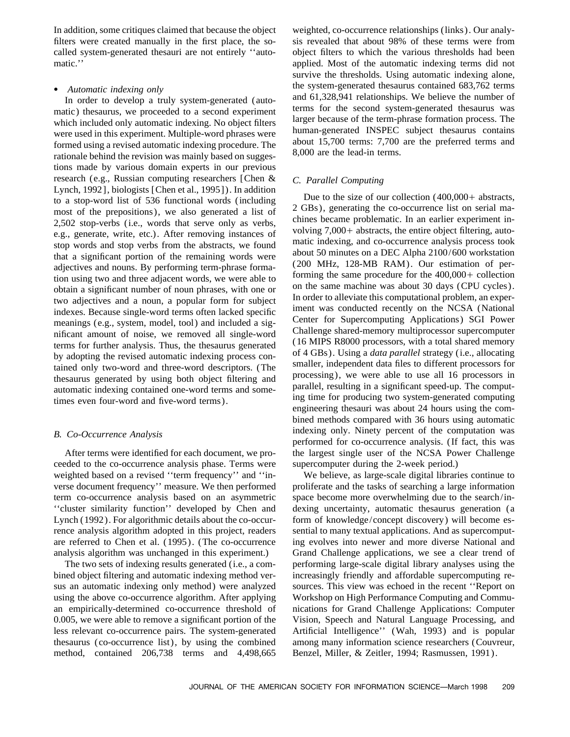In addition, some critiques claimed that because the object filters were created manually in the first place, the so-called system-generated thesauri are not entirely ''automatic.''

- *Automatic indexing only*

In order to develop a truly system-generated (automatic) thesaurus, we proceeded to a second experiment which included only automatic indexing. No object filters were used in this experiment. Multiple-word phrases were formed using a revised automatic indexing procedure. The rationale behind the revision was mainly based on suggestions made by various domain experts in our previous research (e.g., Russian computing researchers [Chen & Lynch, 1992], biologists [Chen et al., 1995]). In addition to a stop-word list of 536 functional words (including most of the prepositions), we also generated a list of 2,502 stop-verbs (i.e., words that serve only as verbs, e.g., generate, write, etc.). After removing instances of stop words and stop verbs from the abstracts, we found that a significant portion of the remaining words were adjectives and nouns. By performing term-phrase formation using two and three adjacent words, we were able to obtain a significant number of noun phrases, with one or two adjectives and a noun, a popular form for subject indexes. Because single-word terms often lacked specific meanings (e.g., system, model, tool) and included a significant amount of noise, we removed all single-word terms for further analysis. Thus, the thesaurus generated by adopting the revised automatic indexing process contained only two-word and three-word descriptors. (The thesaurus generated by using both object filtering and automatic indexing contained one-word terms and sometimes even four-word and five-word terms).

### B. Co-Occurrence Analysis

After terms were identified for each document, we proceeded to the co-occurrence analysis phase. Terms were weighted based on a revised ''term frequency'' and ''inverse document frequency'' measure. We then performed term co-occurrence analysis based on an asymmetric ''cluster similarity function'' developed by Chen and Lynch (1992). For algorithmic details about the co-occurrence analysis algorithm adopted in this project, readers are referred to Chen et al. (1995). (The co-occurrence analysis algorithm was unchanged in this experiment.)

The two sets of indexing results generated (i.e., a combined object filtering and automatic indexing method versus an automatic indexing only method) were analyzed using the above co-occurrence algorithm. After applying an empirically-determined co-occurrence threshold of 0.005, we were able to remove a significant portion of the less relevant co-occurrence pairs. The system-generated thesaurus (co-occurrence list), by using the combined method, contained 206,738 terms and 4,498,665 weighted, co-occurrence relationships (links). Our analysis revealed that about 98% of these terms were from object filters to which the various thresholds had been applied. Most of the automatic indexing terms did not survive the thresholds. Using automatic indexing alone, the system-generated thesaurus contained 683,762 terms and 61,328,941 relationships. We believe the number of terms for the second system-generated thesaurus was larger because of the term-phrase formation process. The human-generated INSPEC subject thesaurus contains about 15,700 terms: 7,700 are the preferred terms and 8,000 are the lead-in terms.

### C. Parallel Computing

Due to the size of our collection (400,000+ abstracts, 2 GBs), generating the co-occurrence list on serial machines became problematic. In an earlier experiment involving 7,000+ abstracts, the entire object filtering, automatic indexing, and co-occurrence analysis process took about 50 minutes on a DEC Alpha 2100/600 workstation (200 MHz, 128-MB RAM). Our estimation of performing the same procedure for the 400,000+ collection on the same machine was about 30 days (CPU cycles). In order to alleviate this computational problem, an experiment was conducted recently on the NCSA (National Center for Supercomputing Applications) SGI Power Challenge shared-memory multiprocessor supercomputer (16 MIPS R8000 processors, with a total shared memory of 4 GBs). Using a *data parallel* strategy (i.e., allocating smaller, independent data files to different processors for processing), we were able to use all 16 processors in parallel, resulting in a significant speed-up. The computing time for producing two system-generated computing engineering thesauri was about 24 hours using the combined methods compared with 36 hours using automatic indexing only. Ninety percent of the computation was performed for co-occurrence analysis. (If fact, this was the largest single user of the NCSA Power Challenge supercomputer during the 2-week period.)

We believe, as large-scale digital libraries continue to proliferate and the tasks of searching a large information space become more overwhelming due to the search/indexing uncertainty, automatic thesaurus generation (a form of knowledge/concept discovery) will become essential to many textual applications. And as supercomputing evolves into newer and more diverse National and Grand Challenge applications, we see a clear trend of performing large-scale digital library analyses using the increasingly friendly and affordable supercomputing resources. This view was echoed in the recent ''Report on Workshop on High Performance Computing and Communications for Grand Challenge Applications: Computer Vision, Speech and Natural Language Processing, and Artificial Intelligence'' (Wah, 1993) and is popular among many information science researchers (Couvreur, Benzel, Miller, & Zeitler, 1994; Rasmussen, 1991).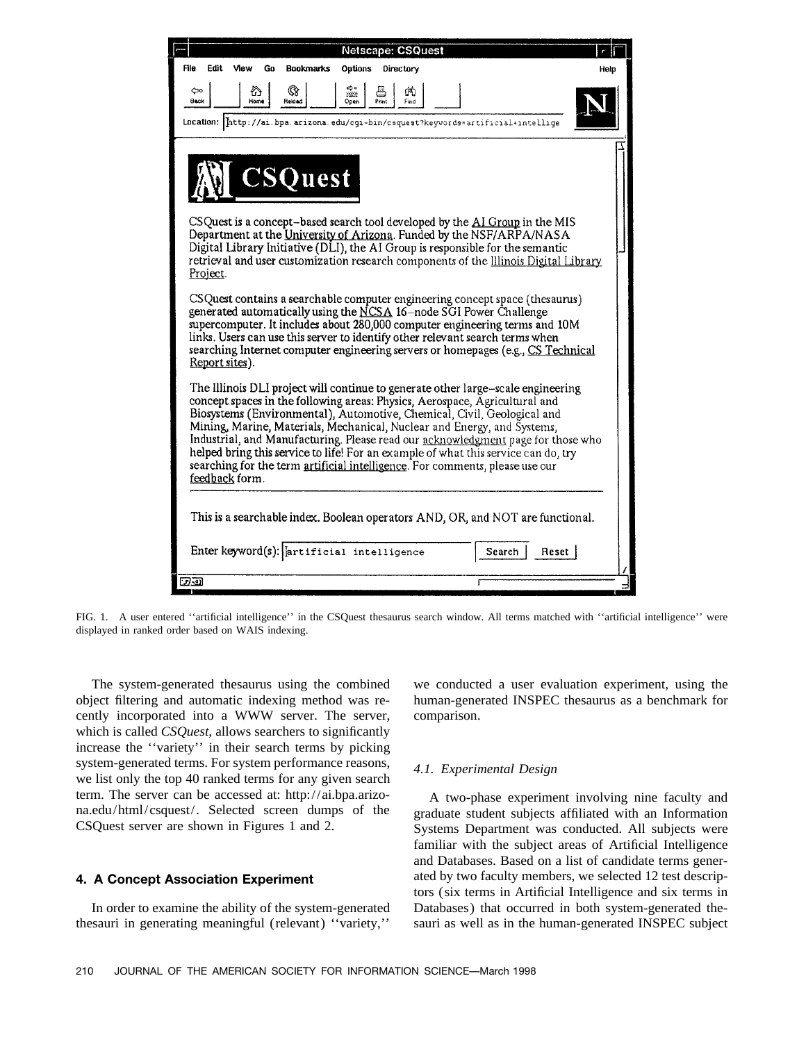FIG. 1. A user entered ''artificial intelligence'' in the CSQuest thesaurus search window. All terms matched with ''artificial intelligence'' were displayed in ranked order based on WAIS indexing.

The system-generated thesaurus using the combined object filtering and automatic indexing method was recently incorporated into a WWW server. The server, which is called *CSQuest*, allows searchers to significantly increase the ''variety'' in their search terms by picking system-generated terms. For system performance reasons, we list only the top 40 ranked terms for any given search term. The server can be accessed at: http://ai.bpa.arizona.edu/html/csquest/. Selected screen dumps of the CSQuest server are shown in Figures 1 and 2.

## 4. A Concept Association Experiment

In order to examine the ability of the system-generated thesauri in generating meaningful (relevant) ''variety,'' we conducted a user evaluation experiment, using the human-generated INSPEC thesaurus as a benchmark for comparison.

### 4.1. Experimental Design

A two-phase experiment involving nine faculty and graduate student subjects affiliated with an Information Systems Department was conducted. All subjects were familiar with the subject areas of Artificial Intelligence and Databases. Based on a list of candidate terms generated by two faculty members, we selected 12 test descriptors (six terms in Artificial Intelligence and six terms in Databases) that occurred in both system-generated thesauri as well as in the human-generated INSPEC subject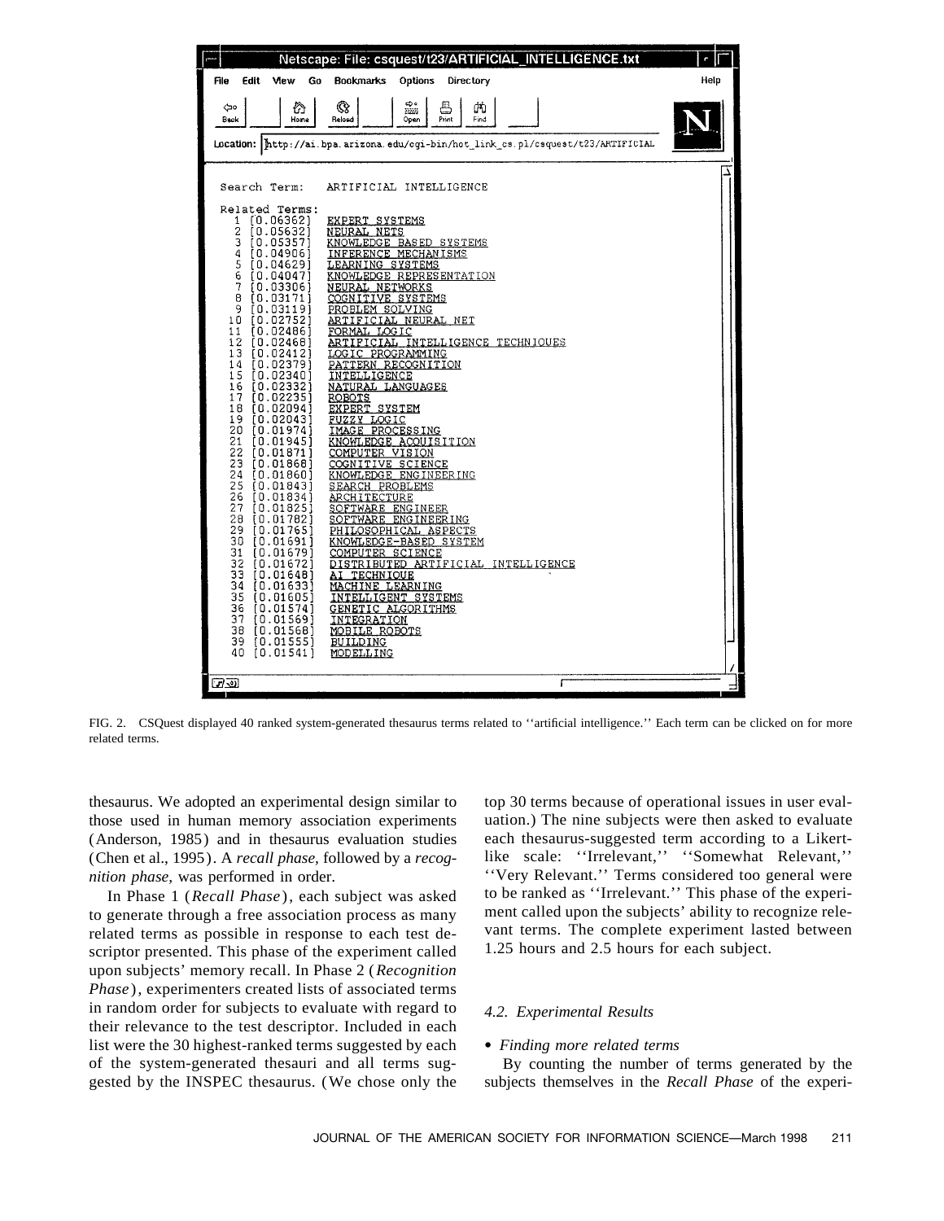Search Term: ARTIFICIAL INTELLIGENCE

Related Terms:

| # | Weight | Term |
|---|---|---|
| 1 | [0.06362] | EXPERT SYSTEMS |
| 2 | [0.05632] | NEURAL NETS |
| 3 | [0.05357] | KNOWLEDGE BASED SYSTEMS |
| 4 | [0.04906] | INFERENCE MECHANISMS |
| 5 | [0.04629] | LEARNING SYSTEMS |
| 6 | [0.04047] | KNOWLEDGE REPRESENTATION |
| 7 | [0.03306] | NEURAL NETWORKS |
| 8 | [0.03171] | COGNITIVE SYSTEMS |
| 9 | [0.03119] | PROBLEM SOLVING |
| 10 | [0.02752] | ARTIFICIAL NEURAL NET |
| 11 | [0.02486] | FORMAL LOGIC |
| 12 | [0.02468] | ARTIFICIAL INTELLIGENCE TECHNIQUES |
| 13 | [0.02412] | LOGIC PROGRAMMING |
| 14 | [0.02379] | PATTERN RECOGNITION |
| 15 | [0.02340] | INTELLIGENCE |
| 16 | [0.02332] | NATURAL LANGUAGES |
| 17 | [0.02235] | ROBOTS |
| 18 | [0.02094] | EXPERT SYSTEM |
| 19 | [0.02043] | FUZZY LOGIC |
| 20 | [0.01974] | IMAGE PROCESSING |
| 21 | [0.01945] | KNOWLEDGE ACQUISITION |
| 22 | [0.01871] | COMPUTER VISION |
| 23 | [0.01868] | COGNITIVE SCIENCE |
| 24 | [0.01860] | KNOWLEDGE ENGINEERING |
| 25 | [0.01843] | SEARCH PROBLEMS |
| 26 | [0.01834] | ARCHITECTURE |
| 27 | [0.01825] | SOFTWARE ENGINEER |
| 28 | [0.01782] | SOFTWARE ENGINEERING |
| 29 | [0.01765] | PHILOSOPHICAL ASPECTS |
| 30 | [0.01691] | KNOWLEDGE-BASED SYSTEM |
| 31 | [0.01679] | COMPUTER SCIENCE |
| 32 | [0.01672] | DISTRIBUTED ARTIFICIAL INTELLIGENCE |
| 33 | [0.01648] | AI TECHNIQUE |
| 34 | [0.01633] | MACHINE LEARNING |
| 35 | [0.01605] | INTELLIGENT SYSTEMS |
| 36 | [0.01574] | GENETIC ALGORITHMS |
| 37 | [0.01569] | INTEGRATION |
| 38 | [0.01568] | MOBILE ROBOTS |
| 39 | [0.01555] | BUILDING |
| 40 | [0.01541] | MODELLING |

FIG. 2. CSQuest displayed 40 ranked system-generated thesaurus terms related to ''artificial intelligence.'' Each term can be clicked on for more related terms.

thesaurus. We adopted an experimental design similar to those used in human memory association experiments (Anderson, 1985) and in thesaurus evaluation studies (Chen et al., 1995). A *recall phase,* followed by a *recognition phase,* was performed in order.

In Phase 1 (*Recall Phase*), each subject was asked to generate through a free association process as many related terms as possible in response to each test descriptor presented. This phase of the experiment called upon subjects' memory recall. In Phase 2 (*Recognition Phase*), experimenters created lists of associated terms in random order for subjects to evaluate with regard to their relevance to the test descriptor. Included in each list were the 30 highest-ranked terms suggested by each of the system-generated thesauri and all terms suggested by the INSPEC thesaurus. (We chose only the top 30 terms because of operational issues in user evaluation.) The nine subjects were then asked to evaluate each thesaurus-suggested term according to a Likert-like scale: ''Irrelevant,'' ''Somewhat Relevant,'' ''Very Relevant.'' Terms considered too general were to be ranked as ''Irrelevant.'' This phase of the experiment called upon the subjects' ability to recognize relevant terms. The complete experiment lasted between 1.25 hours and 2.5 hours for each subject.

### *4.2. Experimental Results*

- *Finding more related terms*

By counting the number of terms generated by the subjects themselves in the *Recall Phase* of the experi-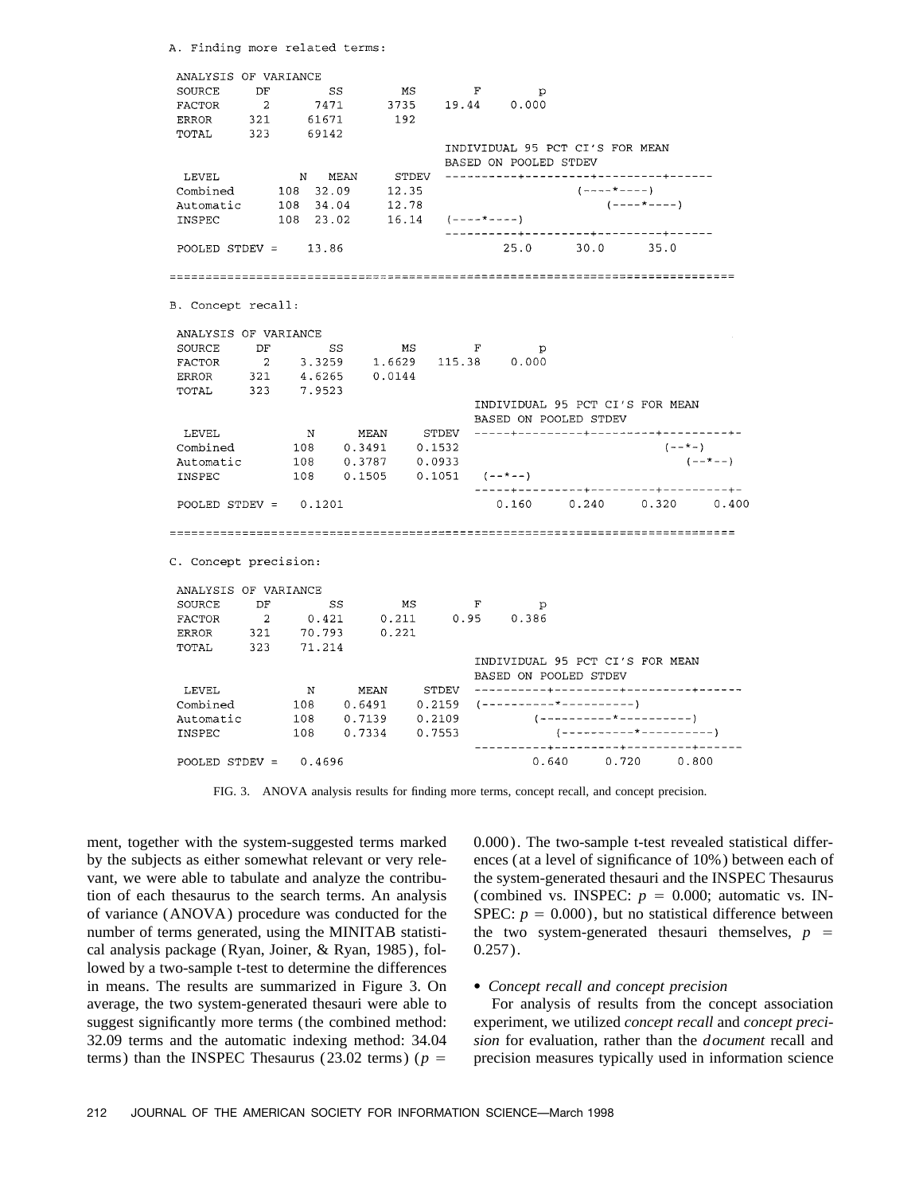A. Finding more related terms:

```
ANALYSIS OF VARIANCE
SOURCE     DF        SS        MS        F        p
FACTOR      2      7471      3735    19.44    0.000
ERROR     321     61671       192
TOTAL     323     69142
                                     INDIVIDUAL 95 PCT CI'S FOR MEAN
                                     BASED ON POOLED STDEV
 LEVEL          N    MEAN     STDEV  ----------+---------+---------+------
Combined      108   32.09     12.35                   (----*----)
Automatic     108   34.04     12.78                        (----*----)
INSPEC        108   23.02     16.14  (----*----)
                                     ----------+---------+---------+------
POOLED STDEV =     13.86                     25.0      30.0      35.0
```

B. Concept recall:

```
ANALYSIS OF VARIANCE
SOURCE     DF        SS         MS         F        p
FACTOR      2    3.3259     1.6629    115.38    0.000
ERROR     321    4.6265     0.0144
TOTAL     323    7.9523
                                         INDIVIDUAL 95 PCT CI'S FOR MEAN
                                         BASED ON POOLED STDEV
 LEVEL           N      MEAN     STDEV   -----+---------+---------+---------+-
Combined       108    0.3491    0.1532                             (--*-)
Automatic      108    0.3787    0.0933                                 (--*--)
INSPEC         108    0.1505    0.1051   (--*--)
                                         -----+---------+---------+---------+-
POOLED STDEV =    0.1201                   0.160     0.240     0.320     0.400
```

C. Concept precision:

```
ANALYSIS OF VARIANCE
SOURCE     DF        SS         MS        F        p
FACTOR      2     0.421      0.211     0.95    0.386
ERROR     321    70.793      0.221
TOTAL     323    71.214
                                         INDIVIDUAL 95 PCT CI'S FOR MEAN
                                         BASED ON POOLED STDEV
 LEVEL           N      MEAN     STDEV   ----------+---------+---------+------
Combined       108    0.6491    0.2159   (----------*----------)
Automatic      108    0.7139    0.2109          (----------*----------)
INSPEC         108    0.7334    0.7553             (----------*----------)
                                         ----------+---------+---------+------
POOLED STDEV =    0.4696                        0.640     0.720     0.800
```

FIG. 3. ANOVA analysis results for finding more terms, concept recall, and concept precision.

ment, together with the system-suggested terms marked by the subjects as either somewhat relevant or very relevant, we were able to tabulate and analyze the contribution of each thesaurus to the search terms. An analysis of variance (ANOVA) procedure was conducted for the number of terms generated, using the MINITAB statistical analysis package (Ryan, Joiner, & Ryan, 1985), followed by a two-sample t-test to determine the differences in means. The results are summarized in Figure 3. On average, the two system-generated thesauri were able to suggest significantly more terms (the combined method: 32.09 terms and the automatic indexing method: 34.04 terms) than the INSPEC Thesaurus (23.02 terms) ($p =$ 0.000). The two-sample t-test revealed statistical differences (at a level of significance of 10%) between each of the system-generated thesauri and the INSPEC Thesaurus (combined vs. INSPEC: $p = 0.000$; automatic vs. INSPEC: $p = 0.000$), but no statistical difference between the two system-generated thesauri themselves, $p =$ 0.257).

- *Concept recall and concept precision*

For analysis of results from the concept association experiment, we utilized *concept recall* and *concept precision* for evaluation, rather than the *document* recall and precision measures typically used in information science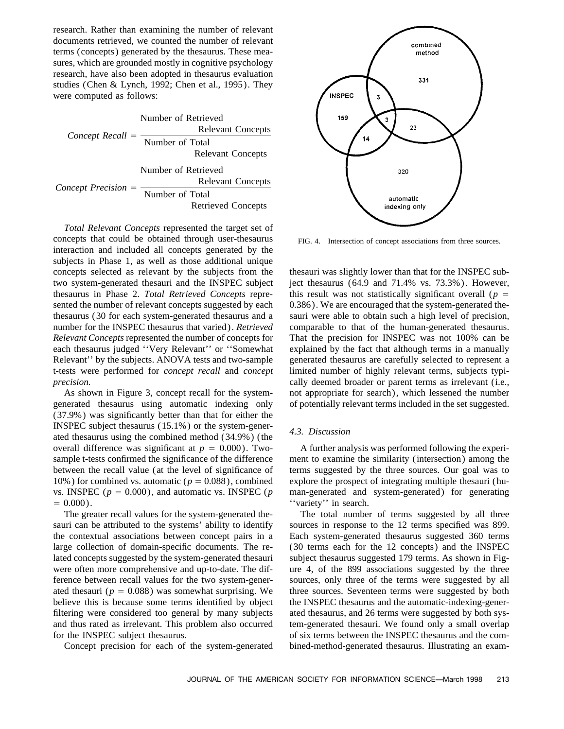research. Rather than examining the number of relevant documents retrieved, we counted the number of relevant terms (concepts) generated by the thesaurus. These measures, which are grounded mostly in cognitive psychology research, have also been adopted in thesaurus evaluation studies (Chen & Lynch, 1992; Chen et al., 1995). They were computed as follows:

$$\textit{Concept Recall} = \frac{\text{Number of Retrieved Relevant Concepts}}{\text{Number of Total Relevant Concepts}}$$

$$\textit{Concept Precision} = \frac{\text{Number of Retrieved Relevant Concepts}}{\text{Number of Total Retrieved Concepts}}$$

*Total Relevant Concepts* represented the target set of concepts that could be obtained through user-thesaurus interaction and included all concepts generated by the subjects in Phase 1, as well as those additional unique concepts selected as relevant by the subjects from the two system-generated thesauri and the INSPEC subject thesaurus in Phase 2. *Total Retrieved Concepts* represented the number of relevant concepts suggested by each thesaurus (30 for each system-generated thesaurus and a number for the INSPEC thesaurus that varied). *Retrieved Relevant Concepts* represented the number of concepts for each thesaurus judged ''Very Relevant'' or ''Somewhat Relevant'' by the subjects. ANOVA tests and two-sample t-tests were performed for *concept recall* and *concept precision.*

As shown in Figure 3, concept recall for the system-generated thesaurus using automatic indexing only (37.9%) was significantly better than that for either the INSPEC subject thesaurus (15.1%) or the system-generated thesaurus using the combined method (34.9%) (the overall difference was significant at $p = 0.000$). Two-sample t-tests confirmed the significance of the difference between the recall value (at the level of significance of 10%) for combined vs. automatic ($p = 0.088$), combined vs. INSPEC ($p = 0.000$), and automatic vs. INSPEC ($p = 0.000$).

The greater recall values for the system-generated thesauri can be attributed to the systems' ability to identify the contextual associations between concept pairs in a large collection of domain-specific documents. The related concepts suggested by the system-generated thesauri were often more comprehensive and up-to-date. The difference between recall values for the two system-generated thesauri ($p = 0.088$) was somewhat surprising. We believe this is because some terms identified by object filtering were considered too general by many subjects and thus rated as irrelevant. This problem also occurred for the INSPEC subject thesaurus.

Concept precision for each of the system-generated thesauri was slightly lower than that for the INSPEC subject thesaurus (64.9 and 71.4% vs. 73.3%). However, this result was not statistically significant overall ($p = 0.386$). We are encouraged that the system-generated thesauri were able to obtain such a high level of precision, comparable to that of the human-generated thesaurus. That the precision for INSPEC was not 100% can be explained by the fact that although terms in a manually generated thesaurus are carefully selected to represent a limited number of highly relevant terms, subjects typically deemed broader or parent terms as irrelevant (i.e., not appropriate for search), which lessened the number of potentially relevant terms included in the set suggested.

FIG. 4. Intersection of concept associations from three sources.

### 4.3. Discussion

A further analysis was performed following the experiment to examine the similarity (intersection) among the terms suggested by the three sources. Our goal was to explore the prospect of integrating multiple thesauri (human-generated and system-generated) for generating ''variety'' in search.

The total number of terms suggested by all three sources in response to the 12 terms specified was 899. Each system-generated thesaurus suggested 360 terms (30 terms each for the 12 concepts) and the INSPEC subject thesaurus suggested 179 terms. As shown in Figure 4, of the 899 associations suggested by the three sources, only three of the terms were suggested by all three sources. Seventeen terms were suggested by both the INSPEC thesaurus and the automatic-indexing-generated thesaurus, and 26 terms were suggested by both system-generated thesauri. We found only a small overlap of six terms between the INSPEC thesaurus and the combined-method-generated thesaurus. Illustrating an exam-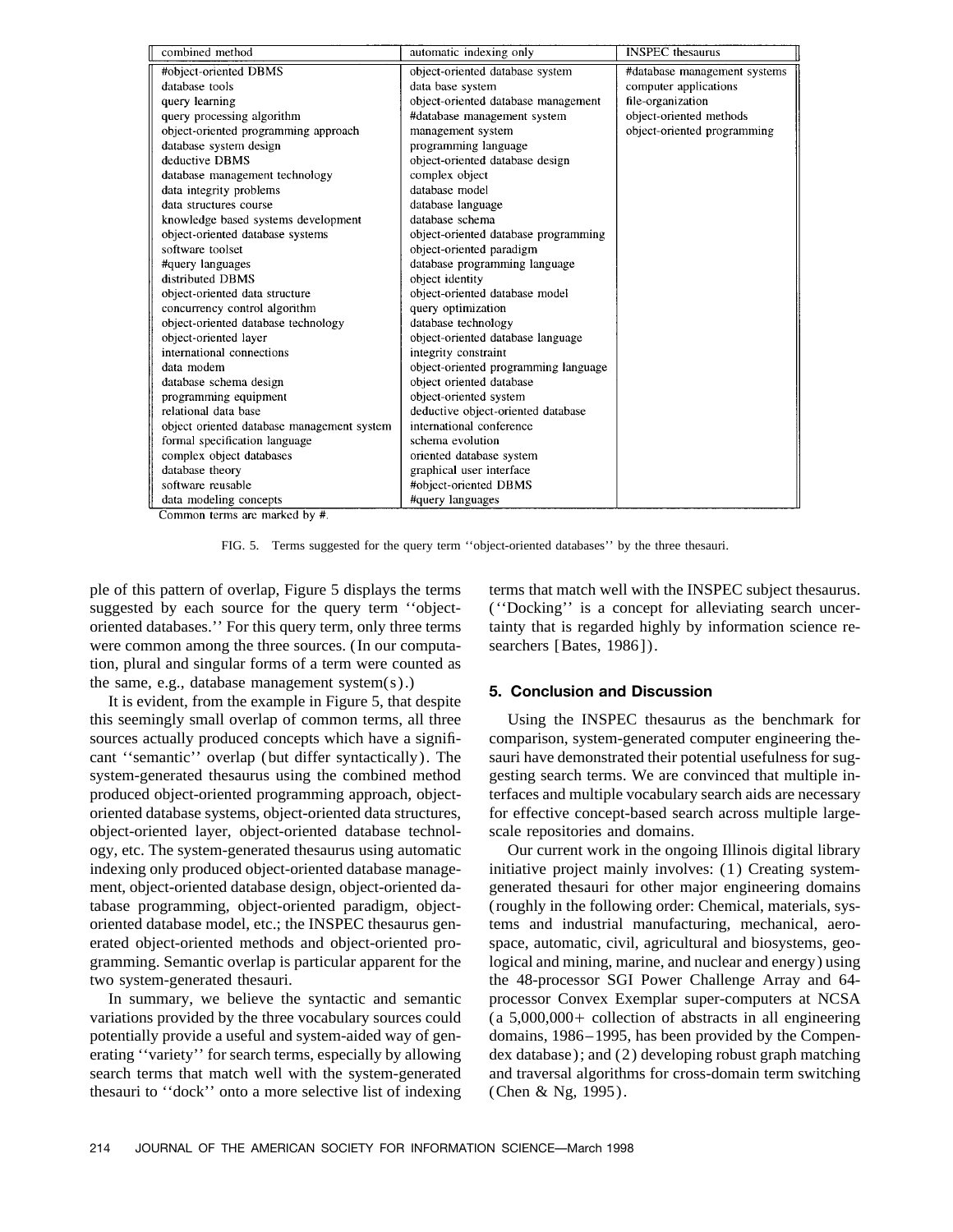| combined method | automatic indexing only | INSPEC thesaurus |
|---|---|---|
| #object-oriented DBMS | object-oriented database system | #database management systems |
| database tools | data base system | computer applications |
| query learning | object-oriented database management | file-organization |
| query processing algorithm | #database management system | object-oriented methods |
| object-oriented programming approach | management system | object-oriented programming |
| database system design | programming language | |
| deductive DBMS | object-oriented database design | |
| database management technology | complex object | |
| data integrity problems | database model | |
| data structures course | database language | |
| knowledge based systems development | database schema | |
| object-oriented database systems | object-oriented database programming | |
| software toolset | object-oriented paradigm | |
| #query languages | database programming language | |
| distributed DBMS | object identity | |
| object-oriented data structure | object-oriented database model | |
| concurrency control algorithm | query optimization | |
| object-oriented database technology | database technology | |
| object-oriented layer | object-oriented database language | |
| international connections | integrity constraint | |
| data modem | object-oriented programming language | |
| database schema design | object oriented database | |
| programming equipment | object-oriented system | |
| relational data base | deductive object-oriented database | |
| object oriented database management system | international conference | |
| formal specification language | schema evolution | |
| complex object databases | oriented database system | |
| database theory | graphical user interface | |
| software reusable | #object-oriented DBMS | |
| data modeling concepts | #query languages | |

Common terms are marked by #.

FIG. 5. Terms suggested for the query term ''object-oriented databases'' by the three thesauri.

ple of this pattern of overlap, Figure 5 displays the terms suggested by each source for the query term ''object-oriented databases.'' For this query term, only three terms were common among the three sources. (In our computation, plural and singular forms of a term were counted as the same, e.g., database management system(s).)

It is evident, from the example in Figure 5, that despite this seemingly small overlap of common terms, all three sources actually produced concepts which have a significant ''semantic'' overlap (but differ syntactically). The system-generated thesaurus using the combined method produced object-oriented programming approach, object-oriented database systems, object-oriented data structures, object-oriented layer, object-oriented database technology, etc. The system-generated thesaurus using automatic indexing only produced object-oriented database management, object-oriented database design, object-oriented database programming, object-oriented paradigm, object-oriented database model, etc.; the INSPEC thesaurus generated object-oriented methods and object-oriented programming. Semantic overlap is particular apparent for the two system-generated thesauri.

In summary, we believe the syntactic and semantic variations provided by the three vocabulary sources could potentially provide a useful and system-aided way of generating ''variety'' for search terms, especially by allowing search terms that match well with the system-generated thesauri to ''dock'' onto a more selective list of indexing terms that match well with the INSPEC subject thesaurus. (''Docking'' is a concept for alleviating search uncertainty that is regarded highly by information science researchers [Bates, 1986]).

## 5. Conclusion and Discussion

Using the INSPEC thesaurus as the benchmark for comparison, system-generated computer engineering thesauri have demonstrated their potential usefulness for suggesting search terms. We are convinced that multiple interfaces and multiple vocabulary search aids are necessary for effective concept-based search across multiple large-scale repositories and domains.

Our current work in the ongoing Illinois digital library initiative project mainly involves: (1) Creating system-generated thesauri for other major engineering domains (roughly in the following order: Chemical, materials, systems and industrial manufacturing, mechanical, aerospace, automatic, civil, agricultural and biosystems, geological and mining, marine, and nuclear and energy) using the 48-processor SGI Power Challenge Array and 64-processor Convex Exemplar super-computers at NCSA (a 5,000,000+ collection of abstracts in all engineering domains, 1986–1995, has been provided by the Compendex database); and (2) developing robust graph matching and traversal algorithms for cross-domain term switching (Chen & Ng, 1995).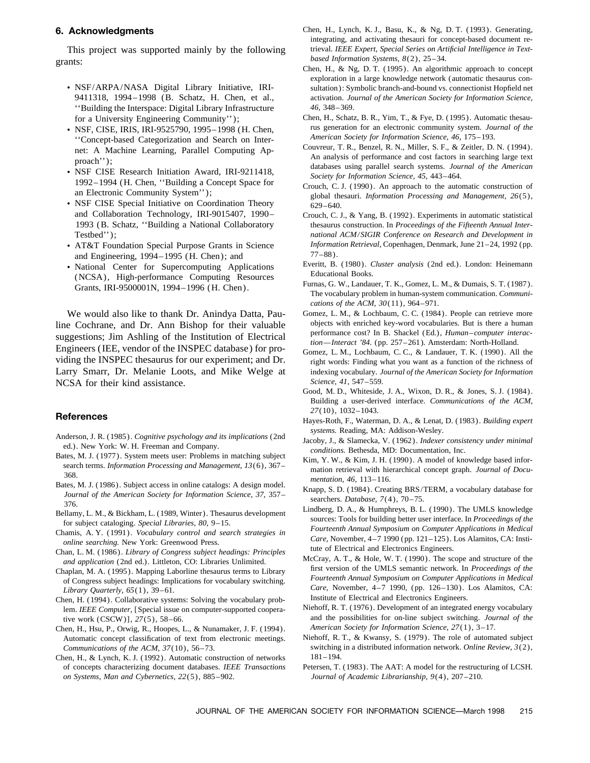## 6. Acknowledgments

This project was supported mainly by the following grants:

- NSF/ARPA/NASA Digital Library Initiative, IRI-9411318, 1994–1998 (B. Schatz, H. Chen, et al., ''Building the Interspace: Digital Library Infrastructure for a University Engineering Community'');
- NSF, CISE, IRIS, IRI-9525790, 1995–1998 (H. Chen, ''Concept-based Categorization and Search on Internet: A Machine Learning, Parallel Computing Approach'');
- NSF CISE Research Initiation Award, IRI-9211418, 1992–1994 (H. Chen, ''Building a Concept Space for an Electronic Community System'');
- NSF CISE Special Initiative on Coordination Theory and Collaboration Technology, IRI-9015407, 1990–1993 (B. Schatz, ''Building a National Collaboratory Testbed'');
- AT&T Foundation Special Purpose Grants in Science and Engineering, 1994–1995 (H. Chen); and
- National Center for Supercomputing Applications (NCSA), High-performance Computing Resources Grants, IRI-9500001N, 1994–1996 (H. Chen).

We would also like to thank Dr. Anindya Datta, Pauline Cochrane, and Dr. Ann Bishop for their valuable suggestions; Jim Ashling of the Institution of Electrical Engineers (IEE, vendor of the INSPEC database) for providing the INSPEC thesaurus for our experiment; and Dr. Larry Smarr, Dr. Melanie Loots, and Mike Welge at NCSA for their kind assistance.

## References

Anderson, J. R. (1985). *Cognitive psychology and its implications* (2nd ed.). New York: W. H. Freeman and Company.

Bates, M. J. (1977). System meets user: Problems in matching subject search terms. *Information Processing and Management, 13*(6), 367–368.

Bates, M. J. (1986). Subject access in online catalogs: A design model. *Journal of the American Society for Information Science, 37,* 357–376.

Bellamy, L. M., & Bickham, L. (1989, Winter). Thesaurus development for subject cataloging. *Special Libraries, 80,* 9–15.

Chamis, A. Y. (1991). *Vocabulary control and search strategies in online searching.* New York: Greenwood Press.

Chan, L. M. (1986). *Library of Congress subject headings: Principles and application* (2nd ed.). Littleton, CO: Libraries Unlimited.

Chaplan, M. A. (1995). Mapping Laborline thesaurus terms to Library of Congress subject headings: Implications for vocabulary switching. *Library Quarterly, 65*(1), 39–61.

Chen, H. (1994). Collaborative systems: Solving the vocabulary problem. *IEEE Computer,* [Special issue on computer-supported cooperative work (CSCW)], *27*(5), 58–66.

Chen, H., Hsu, P., Orwig, R., Hoopes, L., & Nunamaker, J. F. (1994). Automatic concept classification of text from electronic meetings. *Communications of the ACM, 37*(10), 56–73.

Chen, H., & Lynch, K. J. (1992). Automatic construction of networks of concepts characterizing document databases. *IEEE Transactions on Systems, Man and Cybernetics, 22*(5), 885–902.

Chen, H., Lynch, K. J., Basu, K., & Ng, D. T. (1993). Generating, integrating, and activating thesauri for concept-based document retrieval. *IEEE Expert, Special Series on Artificial Intelligence in Text-based Information Systems, 8*(2), 25–34.

Chen, H., & Ng, D. T. (1995). An algorithmic approach to concept exploration in a large knowledge network (automatic thesaurus consultation): Symbolic branch-and-bound vs. connectionist Hopfield net activation. *Journal of the American Society for Information Science, 46,* 348–369.

Chen, H., Schatz, B. R., Yim, T., & Fye, D. (1995). Automatic thesaurus generation for an electronic community system. *Journal of the American Society for Information Science, 46,* 175–193.

Couvreur, T. R., Benzel, R. N., Miller, S. F., & Zeitler, D. N. (1994). An analysis of performance and cost factors in searching large text databases using parallel search systems. *Journal of the American Society for Information Science, 45,* 443–464.

Crouch, C. J. (1990). An approach to the automatic construction of global thesauri. *Information Processing and Management, 26*(5), 629–640.

Crouch, C. J., & Yang, B. (1992). Experiments in automatic statistical thesaurus construction. In *Proceedings of the Fifteenth Annual International ACM/SIGIR Conference on Research and Development in Information Retrieval,* Copenhagen, Denmark, June 21–24, 1992 (pp. 77–88).

Everitt, B. (1980). *Cluster analysis* (2nd ed.). London: Heinemann Educational Books.

Furnas, G. W., Landauer, T. K., Gomez, L. M., & Dumais, S. T. (1987). The vocabulary problem in human-system communication. *Communications of the ACM, 30*(11), 964–971.

Gomez, L. M., & Lochbaum, C. C. (1984). People can retrieve more objects with enriched key-word vocabularies. But is there a human performance cost? In B. Shackel (Ed.), *Human–computer interaction—Interact '84.* (pp. 257–261). Amsterdam: North-Holland.

Gomez, L. M., Lochbaum, C. C., & Landauer, T. K. (1990). All the right words: Finding what you want as a function of the richness of indexing vocabulary. *Journal of the American Society for Information Science, 41,* 547–559.

Good, M. D., Whiteside, J. A., Wixon, D. R., & Jones, S. J. (1984). Building a user-derived interface. *Communications of the ACM, 27*(10), 1032–1043.

Hayes-Roth, F., Waterman, D. A., & Lenat, D. (1983). *Building expert systems.* Reading, MA: Addison-Wesley.

Jacoby, J., & Slamecka, V. (1962). *Indexer consistency under minimal conditions.* Bethesda, MD: Documentation, Inc.

Kim, Y. W., & Kim, J. H. (1990). A model of knowledge based information retrieval with hierarchical concept graph. *Journal of Documentation, 46,* 113–116.

Knapp, S. D. (1984). Creating BRS/TERM, a vocabulary database for searchers. *Database, 7*(4), 70–75.

Lindberg, D. A., & Humphreys, B. L. (1990). The UMLS knowledge sources: Tools for building better user interface. In *Proceedings of the Fourteenth Annual Symposium on Computer Applications in Medical Care,* November, 4–7 1990 (pp. 121–125). Los Alamitos, CA: Institute of Electrical and Electronics Engineers.

McCray, A. T., & Hole, W. T. (1990). The scope and structure of the first version of the UMLS semantic network. In *Proceedings of the Fourteenth Annual Symposium on Computer Applications in Medical Care,* November, 4–7 1990, (pp. 126–130). Los Alamitos, CA: Institute of Electrical and Electronics Engineers.

Niehoff, R. T. (1976). Development of an integrated energy vocabulary and the possibilities for on-line subject switching. *Journal of the American Society for Information Science, 27*(1), 3–17.

Niehoff, R. T., & Kwansy, S. (1979). The role of automated subject switching in a distributed information network. *Online Review, 3*(2), 181–194.

Petersen, T. (1983). The AAT: A model for the restructuring of LCSH. *Journal of Academic Librarianship, 9*(4), 207–210.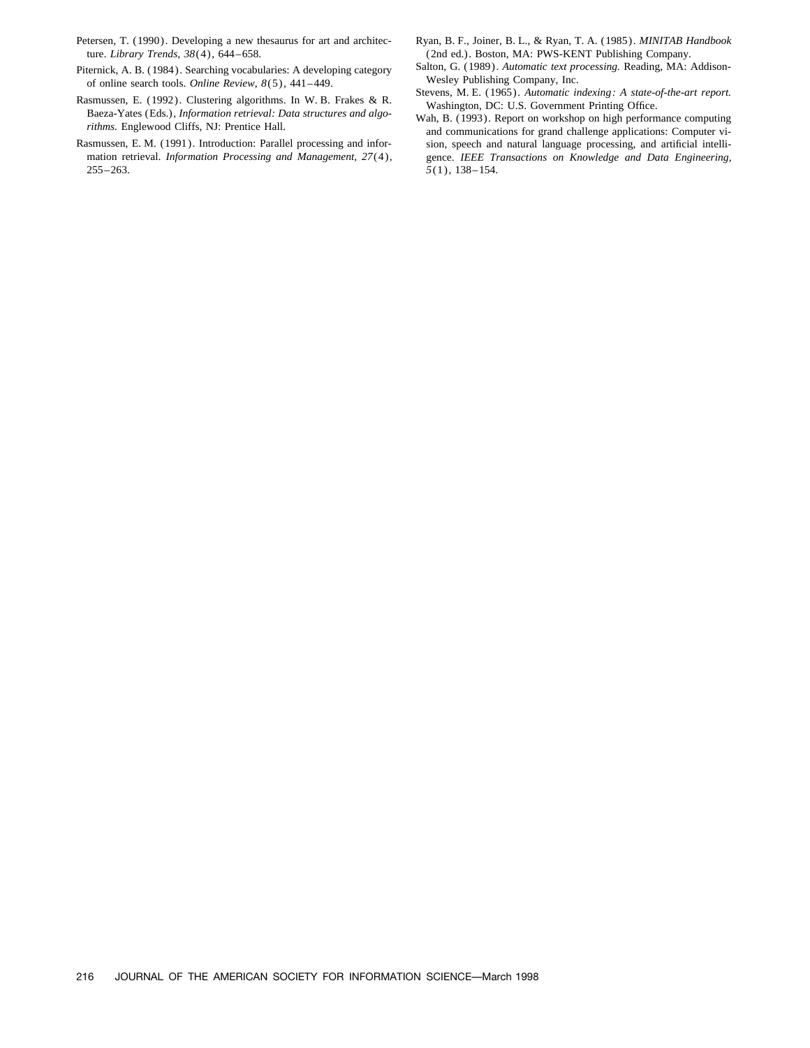Petersen, T. (1990). Developing a new thesaurus for art and architecture. *Library Trends, 38*(4), 644–658.

Piternick, A. B. (1984). Searching vocabularies: A developing category of online search tools. *Online Review, 8*(5), 441–449.

Rasmussen, E. (1992). Clustering algorithms. In W. B. Frakes & R. Baeza-Yates (Eds.), *Information retrieval: Data structures and algorithms.* Englewood Cliffs, NJ: Prentice Hall.

Rasmussen, E. M. (1991). Introduction: Parallel processing and information retrieval. *Information Processing and Management, 27*(4), 255–263.

Ryan, B. F., Joiner, B. L., & Ryan, T. A. (1985). *MINITAB Handbook* (2nd ed.). Boston, MA: PWS-KENT Publishing Company.

Salton, G. (1989). *Automatic text processing.* Reading, MA: Addison-Wesley Publishing Company, Inc.

Stevens, M. E. (1965). *Automatic indexing: A state-of-the-art report.* Washington, DC: U.S. Government Printing Office.

Wah, B. (1993). Report on workshop on high performance computing and communications for grand challenge applications: Computer vision, speech and natural language processing, and artificial intelligence. *IEEE Transactions on Knowledge and Data Engineering, 5*(1), 138–154.